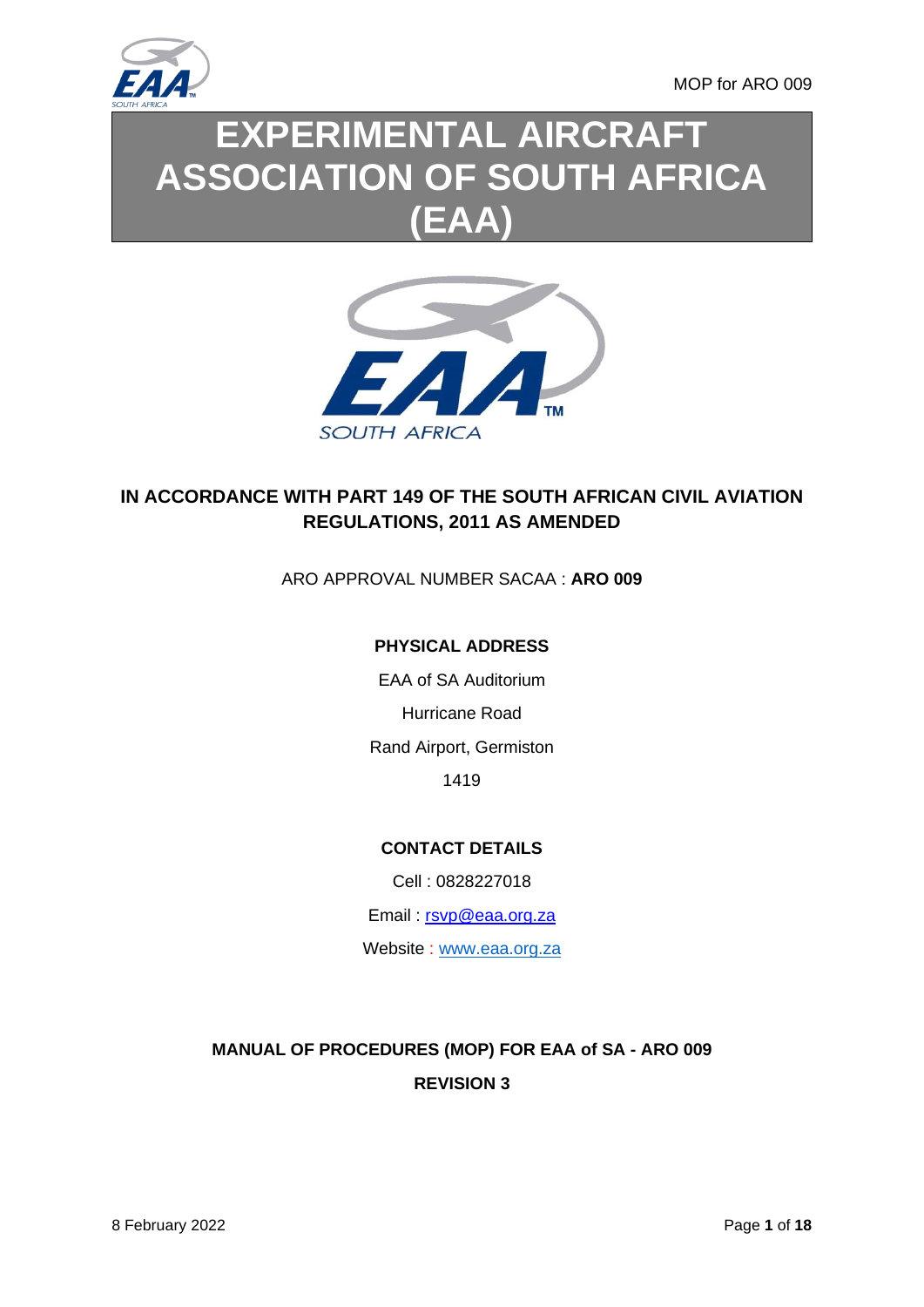# EXPERIMENTAL AIRCRAFT ASSOCIATION OF SOUTH AFRICA (EAA)

**IN ACCORDANCE WITH PART 149 OF THE SOUTH AFRICAN CIVIL AVIATION REGULATIONS, 2011 AS AMENDED**

ARO APPROVAL NUMBER SACAA : **ARO 009**

**PHYSICAL ADDRESS**

EAA of SA Auditorium

Hurricane Road

Rand Airport, Germiston

1419

**CONTACT DETAILS**

Cell : 0828227018

Email : rsvp@eaa.org.za

Website : www.eaa.org.za

**MANUAL OF PROCEDURES (MOP) FOR EAA of SA - ARO 009**

**REVISION 3**

8 February 2022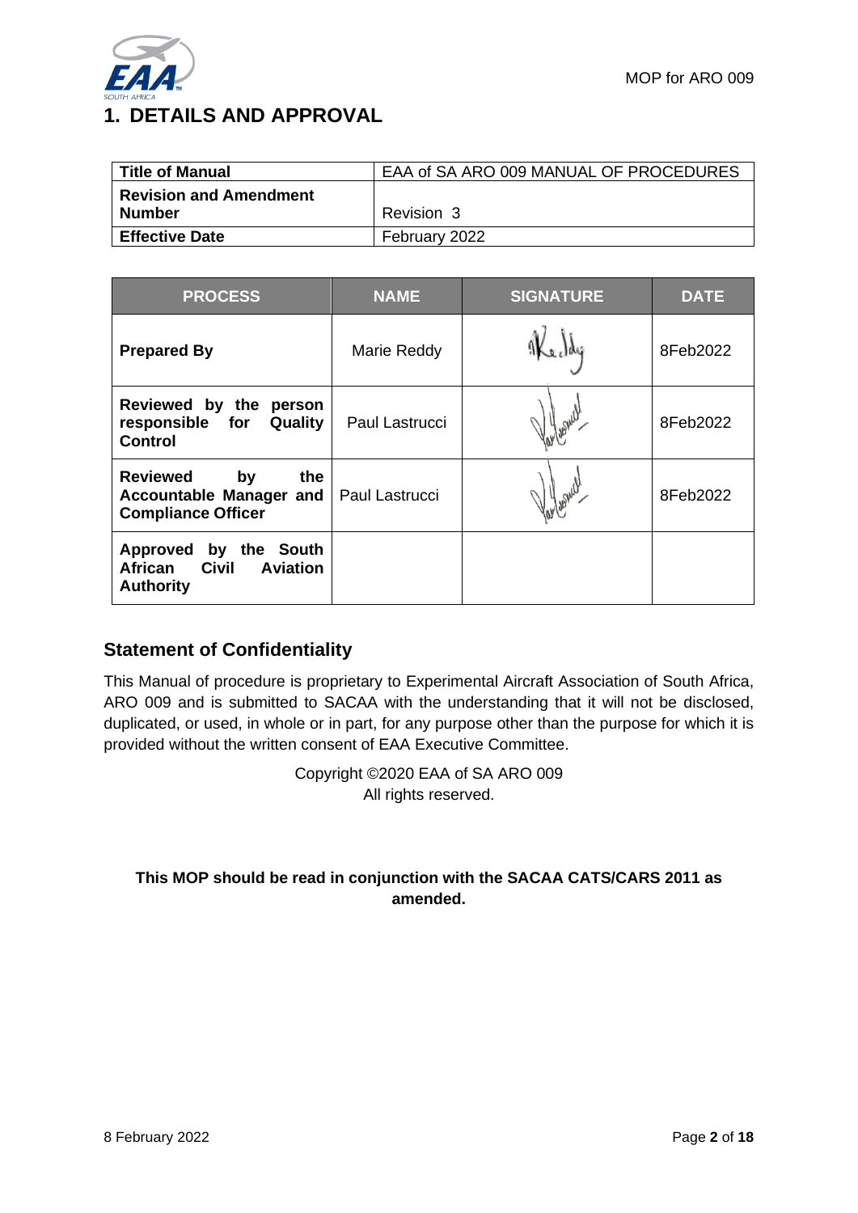# 1. DETAILS AND APPROVAL

| **Title of Manual** | EAA of SA ARO 009 MANUAL OF PROCEDURES |
|---|---|
| **Revision and Amendment Number** | Revision 3 |
| **Effective Date** | February 2022 |

| PROCESS | NAME | SIGNATURE | DATE |
|---|---|---|---|
| **Prepared By** | Marie Reddy | | 8Feb2022 |
| **Reviewed by the person responsible for Quality Control** | Paul Lastrucci | | 8Feb2022 |
| **Reviewed by the Accountable Manager and Compliance Officer** | Paul Lastrucci | | 8Feb2022 |
| **Approved by the South African Civil Aviation Authority** | | | |

## Statement of Confidentiality

This Manual of procedure is proprietary to Experimental Aircraft Association of South Africa, ARO 009 and is submitted to SACAA with the understanding that it will not be disclosed, duplicated, or used, in whole or in part, for any purpose other than the purpose for which it is provided without the written consent of EAA Executive Committee.

Copyright ©2020 EAA of SA ARO 009
All rights reserved.

**This MOP should be read in conjunction with the SACAA CATS/CARS 2011 as amended.**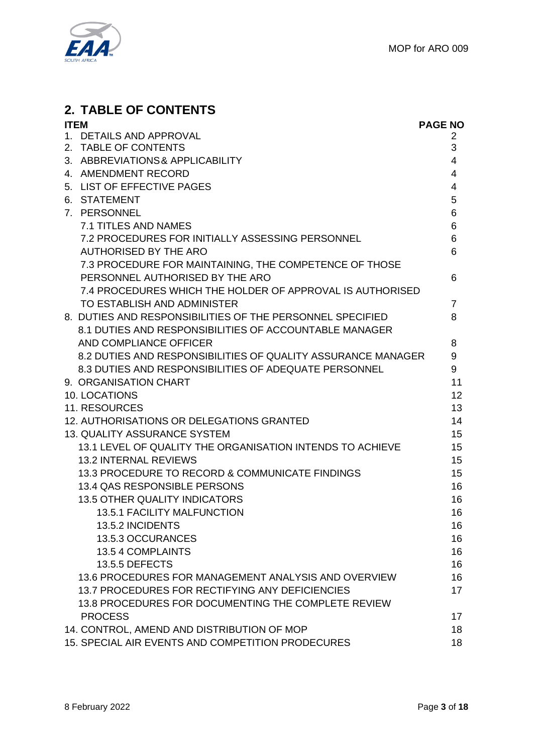## 2. TABLE OF CONTENTS

| ITEM | PAGE NO |
|---|---|
| 1. DETAILS AND APPROVAL | 2 |
| 2. TABLE OF CONTENTS | 3 |
| 3. ABBREVIATIONS& APPLICABILITY | 4 |
| 4. AMENDMENT RECORD | 4 |
| 5. LIST OF EFFECTIVE PAGES | 4 |
| 6. STATEMENT | 5 |
| 7. PERSONNEL | 6 |
| 7.1 TITLES AND NAMES | 6 |
| 7.2 PROCEDURES FOR INITIALLY ASSESSING PERSONNEL | 6 |
| AUTHORISED BY THE ARO | 6 |
| 7.3 PROCEDURE FOR MAINTAINING, THE COMPETENCE OF THOSE PERSONNEL AUTHORISED BY THE ARO | 6 |
| 7.4 PROCEDURES WHICH THE HOLDER OF APPROVAL IS AUTHORISED TO ESTABLISH AND ADMINISTER | 7 |
| 8. DUTIES AND RESPONSIBILITIES OF THE PERSONNEL SPECIFIED | 8 |
| 8.1 DUTIES AND RESPONSIBILITIES OF ACCOUNTABLE MANAGER AND COMPLIANCE OFFICER | 8 |
| 8.2 DUTIES AND RESPONSIBILITIES OF QUALITY ASSURANCE MANAGER | 9 |
| 8.3 DUTIES AND RESPONSIBILITIES OF ADEQUATE PERSONNEL | 9 |
| 9. ORGANISATION CHART | 11 |
| 10. LOCATIONS | 12 |
| 11. RESOURCES | 13 |
| 12. AUTHORISATIONS OR DELEGATIONS GRANTED | 14 |
| 13. QUALITY ASSURANCE SYSTEM | 15 |
| 13.1 LEVEL OF QUALITY THE ORGANISATION INTENDS TO ACHIEVE | 15 |
| 13.2 INTERNAL REVIEWS | 15 |
| 13.3 PROCEDURE TO RECORD & COMMUNICATE FINDINGS | 15 |
| 13.4 QAS RESPONSIBLE PERSONS | 16 |
| 13.5 OTHER QUALITY INDICATORS | 16 |
| 13.5.1 FACILITY MALFUNCTION | 16 |
| 13.5.2 INCIDENTS | 16 |
| 13.5.3 OCCURANCES | 16 |
| 13.5 4 COMPLAINTS | 16 |
| 13.5.5 DEFECTS | 16 |
| 13.6 PROCEDURES FOR MANAGEMENT ANALYSIS AND OVERVIEW | 16 |
| 13.7 PROCEDURES FOR RECTIFYING ANY DEFICIENCIES | 17 |
| 13.8 PROCEDURES FOR DOCUMENTING THE COMPLETE REVIEW PROCESS | 17 |
| 14. CONTROL, AMEND AND DISTRIBUTION OF MOP | 18 |
| 15. SPECIAL AIR EVENTS AND COMPETITION PRODECURES | 18 |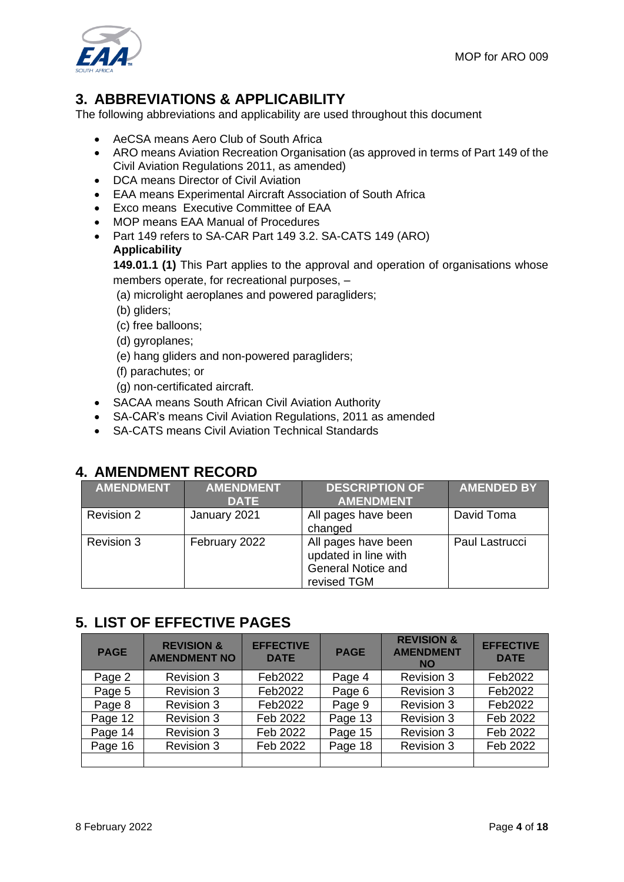## 3. ABBREVIATIONS & APPLICABILITY

The following abbreviations and applicability are used throughout this document

- AeCSA means Aero Club of South Africa
- ARO means Aviation Recreation Organisation (as approved in terms of Part 149 of the Civil Aviation Regulations 2011, as amended)
- DCA means Director of Civil Aviation
- EAA means Experimental Aircraft Association of South Africa
- Exco means Executive Committee of EAA
- MOP means EAA Manual of Procedures
- Part 149 refers to SA-CAR Part 149 3.2. SA-CATS 149 (ARO)

  **Applicability**

  **149.01.1 (1)** This Part applies to the approval and operation of organisations whose members operate, for recreational purposes, –

  (a) microlight aeroplanes and powered paragliders;

  (b) gliders;

  (c) free balloons;

  (d) gyroplanes;

  (e) hang gliders and non-powered paragliders;

  (f) parachutes; or

  (g) non-certificated aircraft.
- SACAA means South African Civil Aviation Authority
- SA-CAR's means Civil Aviation Regulations, 2011 as amended
- SA-CATS means Civil Aviation Technical Standards

## 4. AMENDMENT RECORD

| AMENDMENT | AMENDMENT DATE | DESCRIPTION OF AMENDMENT | AMENDED BY |
|---|---|---|---|
| Revision 2 | January 2021 | All pages have been changed | David Toma |
| Revision 3 | February 2022 | All pages have been updated in line with General Notice and revised TGM | Paul Lastrucci |

## 5. LIST OF EFFECTIVE PAGES

| PAGE | REVISION & AMENDMENT NO | EFFECTIVE DATE | PAGE | REVISION & AMENDMENT NO | EFFECTIVE DATE |
|---|---|---|---|---|---|
| Page 2 | Revision 3 | Feb2022 | Page 4 | Revision 3 | Feb2022 |
| Page 5 | Revision 3 | Feb2022 | Page 6 | Revision 3 | Feb2022 |
| Page 8 | Revision 3 | Feb2022 | Page 9 | Revision 3 | Feb2022 |
| Page 12 | Revision 3 | Feb 2022 | Page 13 | Revision 3 | Feb 2022 |
| Page 14 | Revision 3 | Feb 2022 | Page 15 | Revision 3 | Feb 2022 |
| Page 16 | Revision 3 | Feb 2022 | Page 18 | Revision 3 | Feb 2022 |
| | | | | | |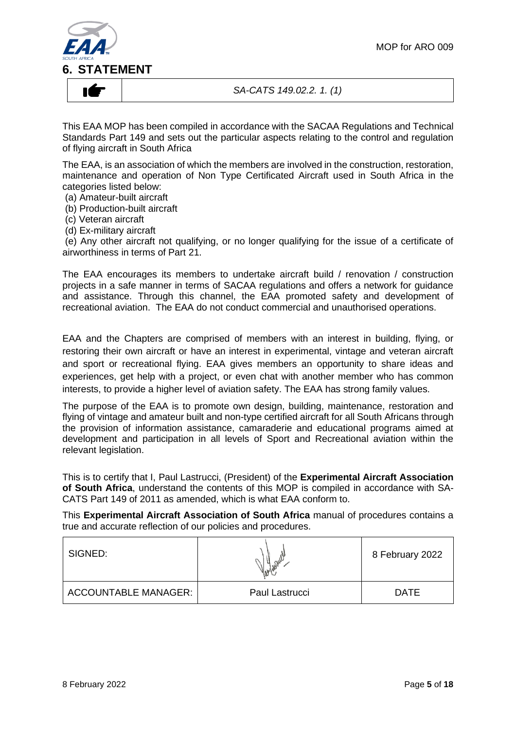# 6. STATEMENT

| ☛ | *SA-CATS 149.02.2. 1. (1)* |
|---|---|

This EAA MOP has been compiled in accordance with the SACAA Regulations and Technical Standards Part 149 and sets out the particular aspects relating to the control and regulation of flying aircraft in South Africa

The EAA, is an association of which the members are involved in the construction, restoration, maintenance and operation of Non Type Certificated Aircraft used in South Africa in the categories listed below:

(a) Amateur-built aircraft
(b) Production-built aircraft
(c) Veteran aircraft
(d) Ex-military aircraft
(e) Any other aircraft not qualifying, or no longer qualifying for the issue of a certificate of airworthiness in terms of Part 21.

The EAA encourages its members to undertake aircraft build / renovation / construction projects in a safe manner in terms of SACAA regulations and offers a network for guidance and assistance. Through this channel, the EAA promoted safety and development of recreational aviation. The EAA do not conduct commercial and unauthorised operations.

EAA and the Chapters are comprised of members with an interest in building, flying, or restoring their own aircraft or have an interest in experimental, vintage and veteran aircraft and sport or recreational flying. EAA gives members an opportunity to share ideas and experiences, get help with a project, or even chat with another member who has common interests, to provide a higher level of aviation safety. The EAA has strong family values.

The purpose of the EAA is to promote own design, building, maintenance, restoration and flying of vintage and amateur built and non-type certified aircraft for all South Africans through the provision of information assistance, camaraderie and educational programs aimed at development and participation in all levels of Sport and Recreational aviation within the relevant legislation.

This is to certify that I, Paul Lastrucci, (President) of the **Experimental Aircraft Association of South Africa**, understand the contents of this MOP is compiled in accordance with SA-CATS Part 149 of 2011 as amended, which is what EAA conform to.

This **Experimental Aircraft Association of South Africa** manual of procedures contains a true and accurate reflection of our policies and procedures.

| SIGNED: | [signature] | 8 February 2022 |
|---|---|---|
| ACCOUNTABLE MANAGER: | Paul Lastrucci | DATE |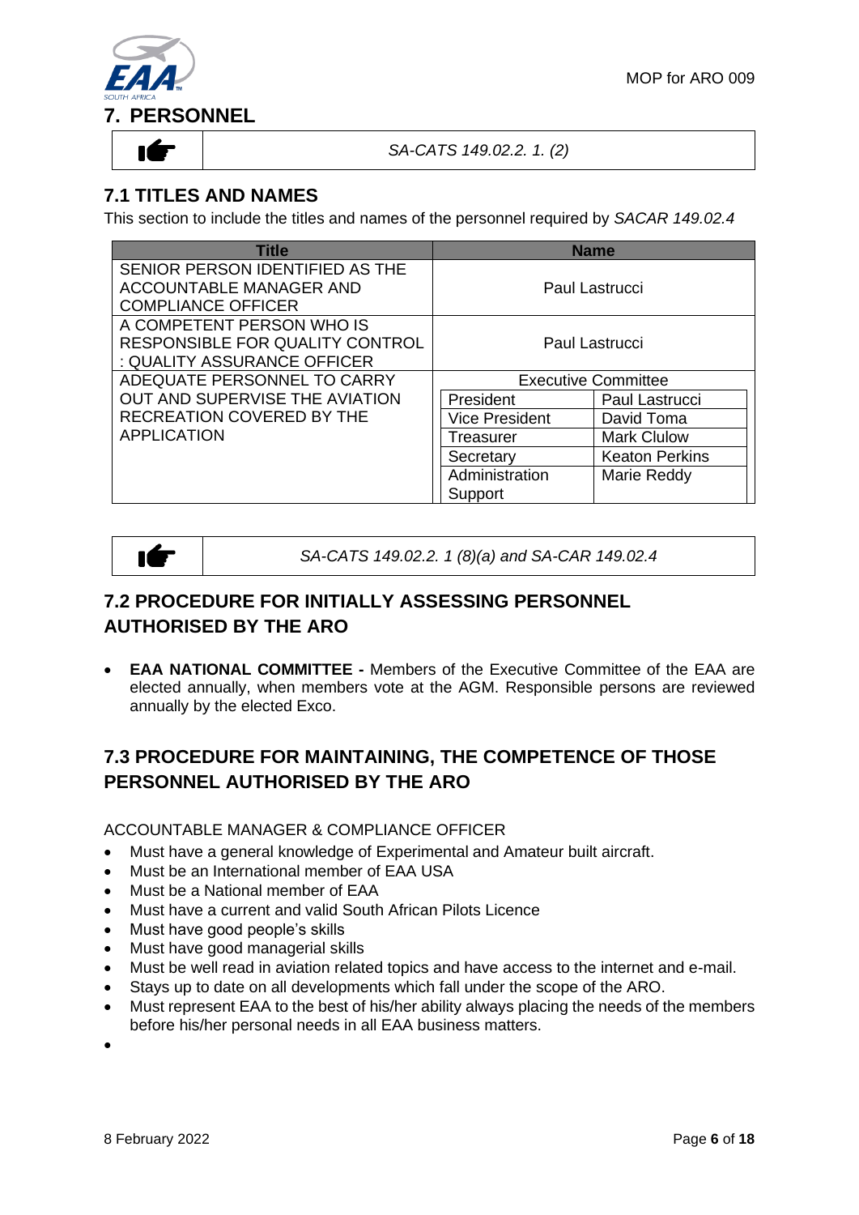## 7. PERSONNEL

| ☛ | *SA-CATS 149.02.2. 1. (2)* |
|---|---|

### 7.1 TITLES AND NAMES

This section to include the titles and names of the personnel required by *SACAR 149.02.4*

| Title | Name | |
|---|---|---|
| SENIOR PERSON IDENTIFIED AS THE ACCOUNTABLE MANAGER AND COMPLIANCE OFFICER | Paul Lastrucci | |
| A COMPETENT PERSON WHO IS RESPONSIBLE FOR QUALITY CONTROL : QUALITY ASSURANCE OFFICER | Paul Lastrucci | |
| ADEQUATE PERSONNEL TO CARRY OUT AND SUPERVISE THE AVIATION RECREATION COVERED BY THE APPLICATION | Executive Committee | |
| | President | Paul Lastrucci |
| | Vice President | David Toma |
| | Treasurer | Mark Clulow |
| | Secretary | Keaton Perkins |
| | Administration Support | Marie Reddy |

| ☛ | *SA-CATS 149.02.2. 1 (8)(a) and SA-CAR 149.02.4* |
|---|---|

### 7.2 PROCEDURE FOR INITIALLY ASSESSING PERSONNEL AUTHORISED BY THE ARO

- **EAA NATIONAL COMMITTEE -** Members of the Executive Committee of the EAA are elected annually, when members vote at the AGM. Responsible persons are reviewed annually by the elected Exco.

### 7.3 PROCEDURE FOR MAINTAINING, THE COMPETENCE OF THOSE PERSONNEL AUTHORISED BY THE ARO

ACCOUNTABLE MANAGER & COMPLIANCE OFFICER

- Must have a general knowledge of Experimental and Amateur built aircraft.
- Must be an International member of EAA USA
- Must be a National member of EAA
- Must have a current and valid South African Pilots Licence
- Must have good people's skills
- Must have good managerial skills
- Must be well read in aviation related topics and have access to the internet and e-mail.
- Stays up to date on all developments which fall under the scope of the ARO.
- Must represent EAA to the best of his/her ability always placing the needs of the members before his/her personal needs in all EAA business matters.
-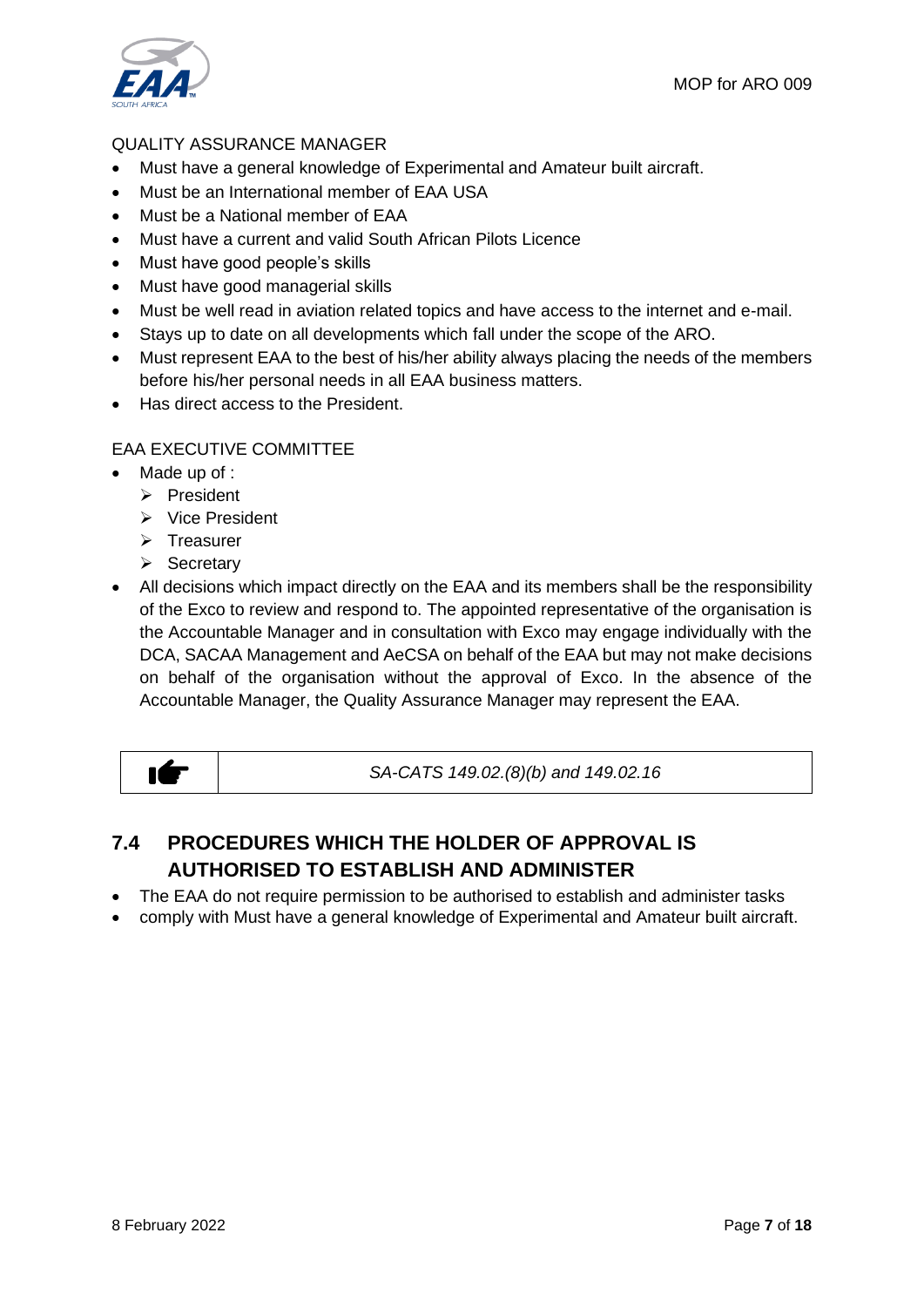QUALITY ASSURANCE MANAGER

- Must have a general knowledge of Experimental and Amateur built aircraft.
- Must be an International member of EAA USA
- Must be a National member of EAA
- Must have a current and valid South African Pilots Licence
- Must have good people's skills
- Must have good managerial skills
- Must be well read in aviation related topics and have access to the internet and e-mail.
- Stays up to date on all developments which fall under the scope of the ARO.
- Must represent EAA to the best of his/her ability always placing the needs of the members before his/her personal needs in all EAA business matters.
- Has direct access to the President.

EAA EXECUTIVE COMMITTEE

- Made up of :
  - President
  - Vice President
  - Treasurer
  - Secretary
- All decisions which impact directly on the EAA and its members shall be the responsibility of the Exco to review and respond to. The appointed representative of the organisation is the Accountable Manager and in consultation with Exco may engage individually with the DCA, SACAA Management and AeCSA on behalf of the EAA but may not make decisions on behalf of the organisation without the approval of Exco. In the absence of the Accountable Manager, the Quality Assurance Manager may represent the EAA.

| ☛ | *SA-CATS 149.02.(8)(b) and 149.02.16* |
|---|---|

## 7.4 PROCEDURES WHICH THE HOLDER OF APPROVAL IS AUTHORISED TO ESTABLISH AND ADMINISTER

- The EAA do not require permission to be authorised to establish and administer tasks
- comply with Must have a general knowledge of Experimental and Amateur built aircraft.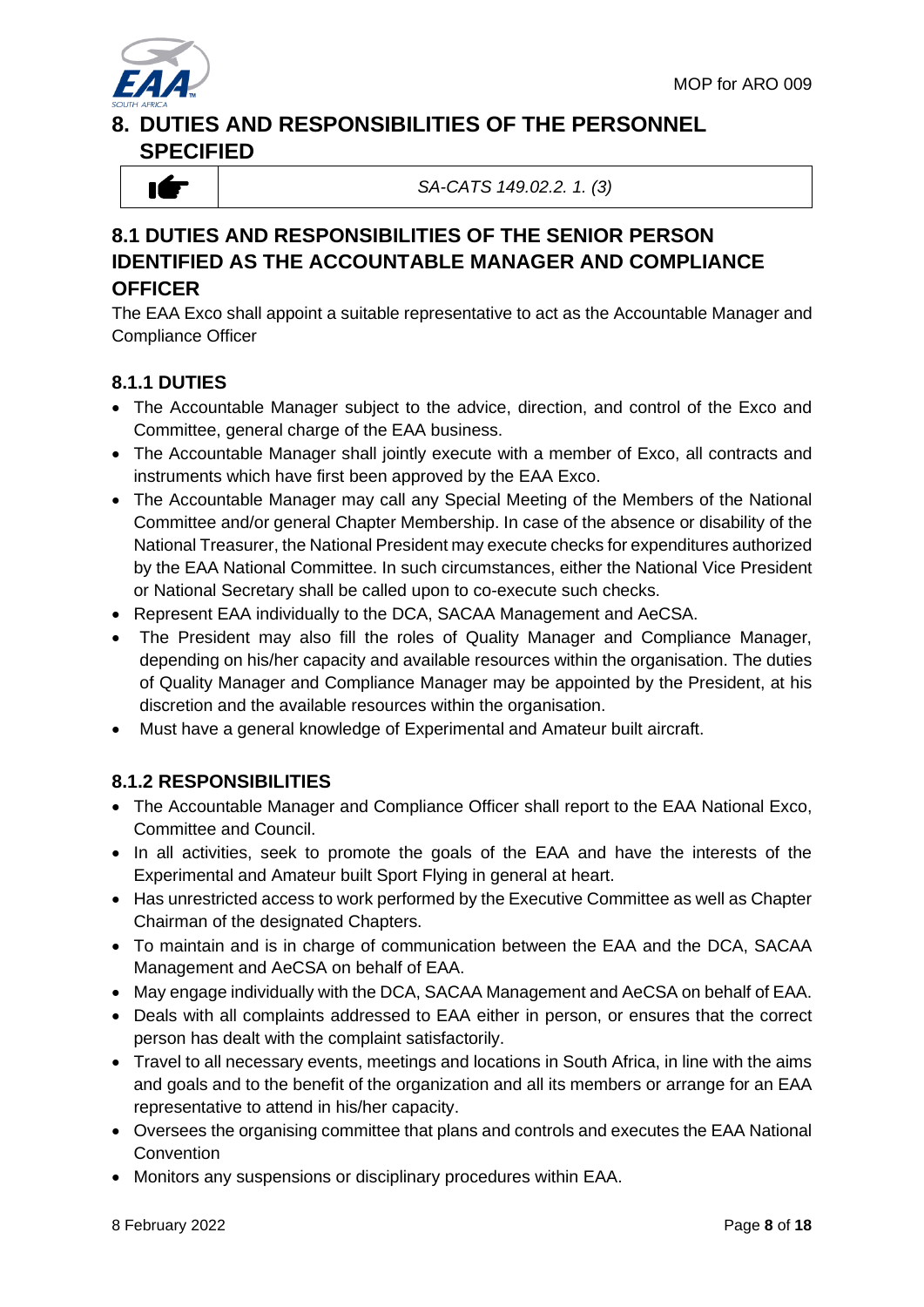# 8. DUTIES AND RESPONSIBILITIES OF THE PERSONNEL SPECIFIED

| | *SA-CATS 149.02.2. 1. (3)* |
|---|---|

## 8.1 DUTIES AND RESPONSIBILITIES OF THE SENIOR PERSON IDENTIFIED AS THE ACCOUNTABLE MANAGER AND COMPLIANCE OFFICER

The EAA Exco shall appoint a suitable representative to act as the Accountable Manager and Compliance Officer

### 8.1.1 DUTIES

- The Accountable Manager subject to the advice, direction, and control of the Exco and Committee, general charge of the EAA business.
- The Accountable Manager shall jointly execute with a member of Exco, all contracts and instruments which have first been approved by the EAA Exco.
- The Accountable Manager may call any Special Meeting of the Members of the National Committee and/or general Chapter Membership. In case of the absence or disability of the National Treasurer, the National President may execute checks for expenditures authorized by the EAA National Committee. In such circumstances, either the National Vice President or National Secretary shall be called upon to co-execute such checks.
- Represent EAA individually to the DCA, SACAA Management and AeCSA.
- The President may also fill the roles of Quality Manager and Compliance Manager, depending on his/her capacity and available resources within the organisation. The duties of Quality Manager and Compliance Manager may be appointed by the President, at his discretion and the available resources within the organisation.
- Must have a general knowledge of Experimental and Amateur built aircraft.

### 8.1.2 RESPONSIBILITIES

- The Accountable Manager and Compliance Officer shall report to the EAA National Exco, Committee and Council.
- In all activities, seek to promote the goals of the EAA and have the interests of the Experimental and Amateur built Sport Flying in general at heart.
- Has unrestricted access to work performed by the Executive Committee as well as Chapter Chairman of the designated Chapters.
- To maintain and is in charge of communication between the EAA and the DCA, SACAA Management and AeCSA on behalf of EAA.
- May engage individually with the DCA, SACAA Management and AeCSA on behalf of EAA.
- Deals with all complaints addressed to EAA either in person, or ensures that the correct person has dealt with the complaint satisfactorily.
- Travel to all necessary events, meetings and locations in South Africa, in line with the aims and goals and to the benefit of the organization and all its members or arrange for an EAA representative to attend in his/her capacity.
- Oversees the organising committee that plans and controls and executes the EAA National Convention
- Monitors any suspensions or disciplinary procedures within EAA.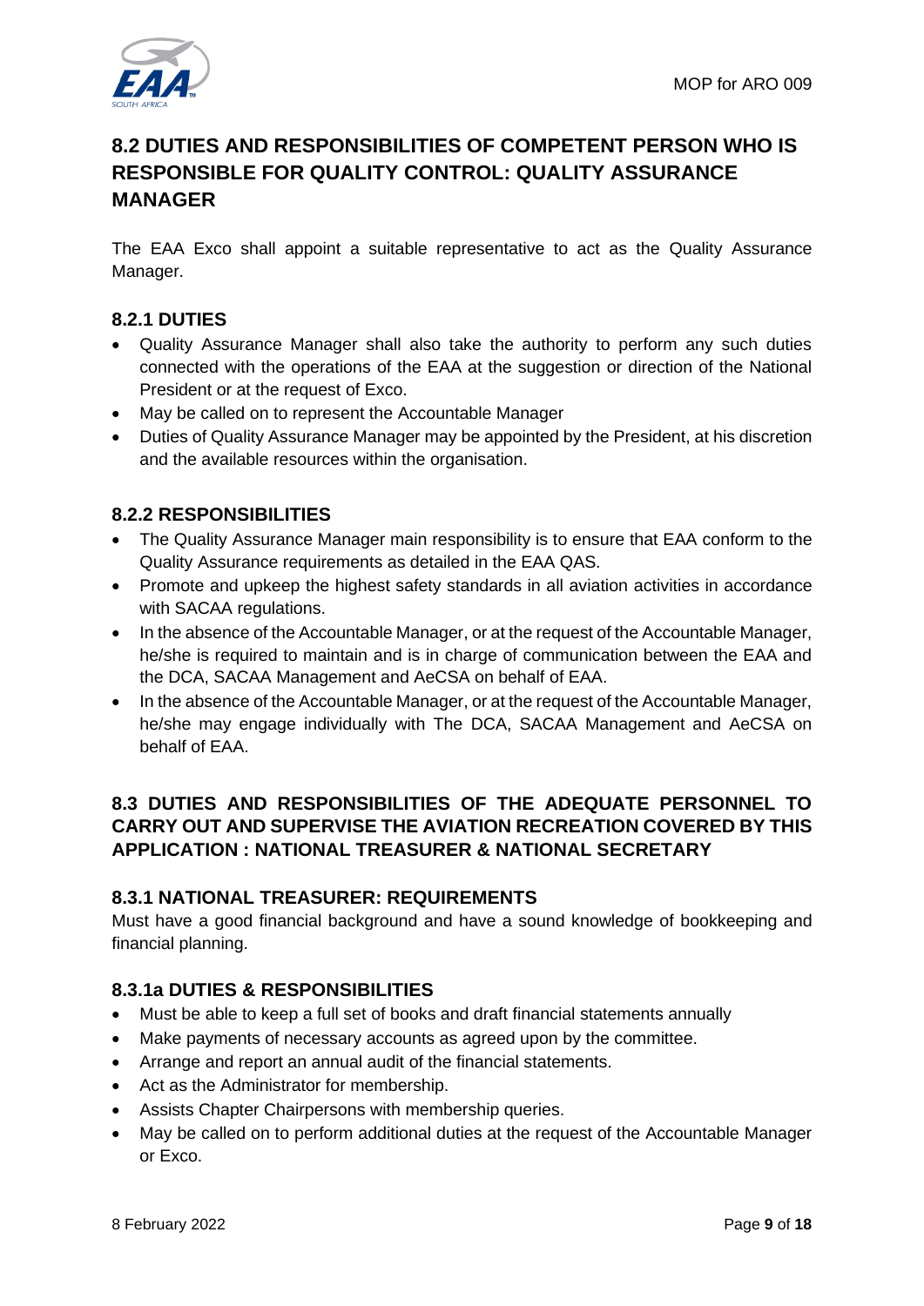## 8.2 DUTIES AND RESPONSIBILITIES OF COMPETENT PERSON WHO IS RESPONSIBLE FOR QUALITY CONTROL: QUALITY ASSURANCE MANAGER

The EAA Exco shall appoint a suitable representative to act as the Quality Assurance Manager.

### 8.2.1 DUTIES

- Quality Assurance Manager shall also take the authority to perform any such duties connected with the operations of the EAA at the suggestion or direction of the National President or at the request of Exco.
- May be called on to represent the Accountable Manager
- Duties of Quality Assurance Manager may be appointed by the President, at his discretion and the available resources within the organisation.

### 8.2.2 RESPONSIBILITIES

- The Quality Assurance Manager main responsibility is to ensure that EAA conform to the Quality Assurance requirements as detailed in the EAA QAS.
- Promote and upkeep the highest safety standards in all aviation activities in accordance with SACAA regulations.
- In the absence of the Accountable Manager, or at the request of the Accountable Manager, he/she is required to maintain and is in charge of communication between the EAA and the DCA, SACAA Management and AeCSA on behalf of EAA.
- In the absence of the Accountable Manager, or at the request of the Accountable Manager, he/she may engage individually with The DCA, SACAA Management and AeCSA on behalf of EAA.

## 8.3 DUTIES AND RESPONSIBILITIES OF THE ADEQUATE PERSONNEL TO CARRY OUT AND SUPERVISE THE AVIATION RECREATION COVERED BY THIS APPLICATION : NATIONAL TREASURER & NATIONAL SECRETARY

### 8.3.1 NATIONAL TREASURER: REQUIREMENTS

Must have a good financial background and have a sound knowledge of bookkeeping and financial planning.

### 8.3.1a DUTIES & RESPONSIBILITIES

- Must be able to keep a full set of books and draft financial statements annually
- Make payments of necessary accounts as agreed upon by the committee.
- Arrange and report an annual audit of the financial statements.
- Act as the Administrator for membership.
- Assists Chapter Chairpersons with membership queries.
- May be called on to perform additional duties at the request of the Accountable Manager or Exco.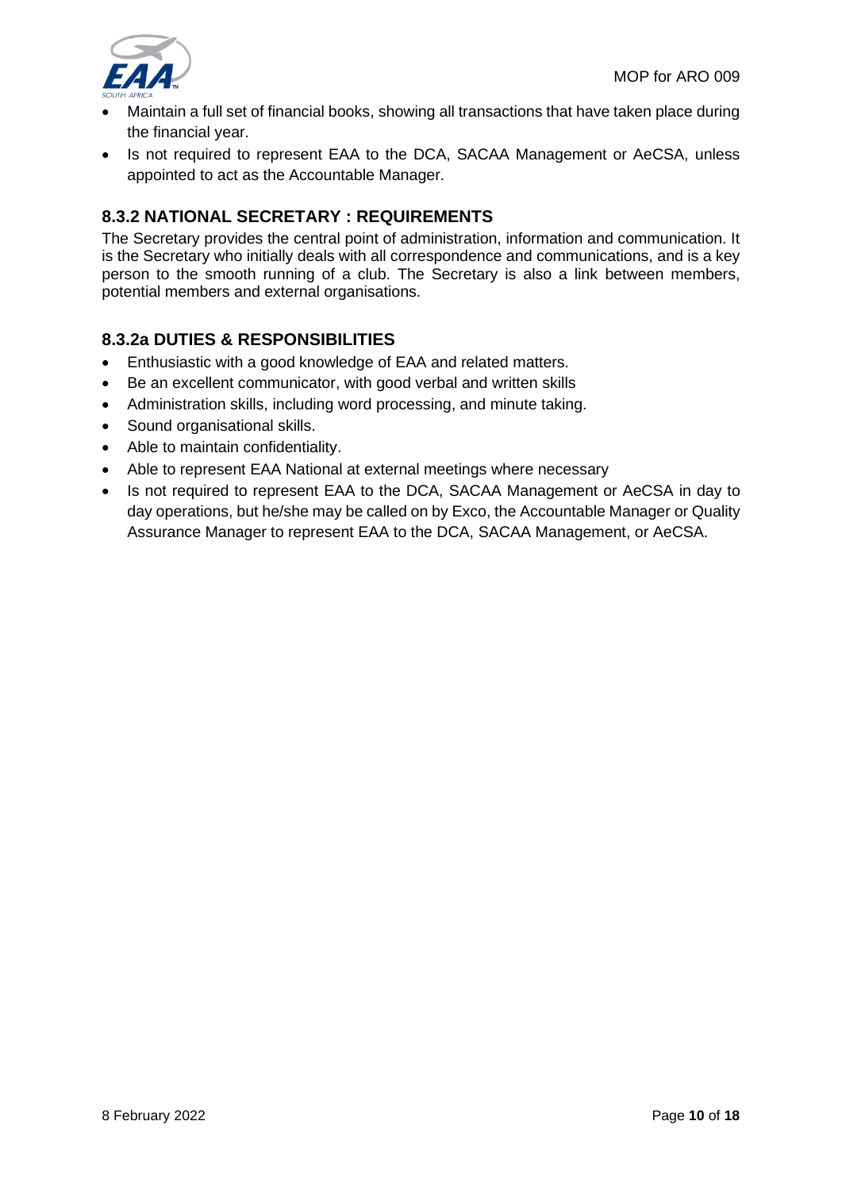- Maintain a full set of financial books, showing all transactions that have taken place during the financial year.
- Is not required to represent EAA to the DCA, SACAA Management or AeCSA, unless appointed to act as the Accountable Manager.

### 8.3.2 NATIONAL SECRETARY : REQUIREMENTS

The Secretary provides the central point of administration, information and communication. It is the Secretary who initially deals with all correspondence and communications, and is a key person to the smooth running of a club. The Secretary is also a link between members, potential members and external organisations.

### 8.3.2a DUTIES & RESPONSIBILITIES

- Enthusiastic with a good knowledge of EAA and related matters.
- Be an excellent communicator, with good verbal and written skills
- Administration skills, including word processing, and minute taking.
- Sound organisational skills.
- Able to maintain confidentiality.
- Able to represent EAA National at external meetings where necessary
- Is not required to represent EAA to the DCA, SACAA Management or AeCSA in day to day operations, but he/she may be called on by Exco, the Accountable Manager or Quality Assurance Manager to represent EAA to the DCA, SACAA Management, or AeCSA.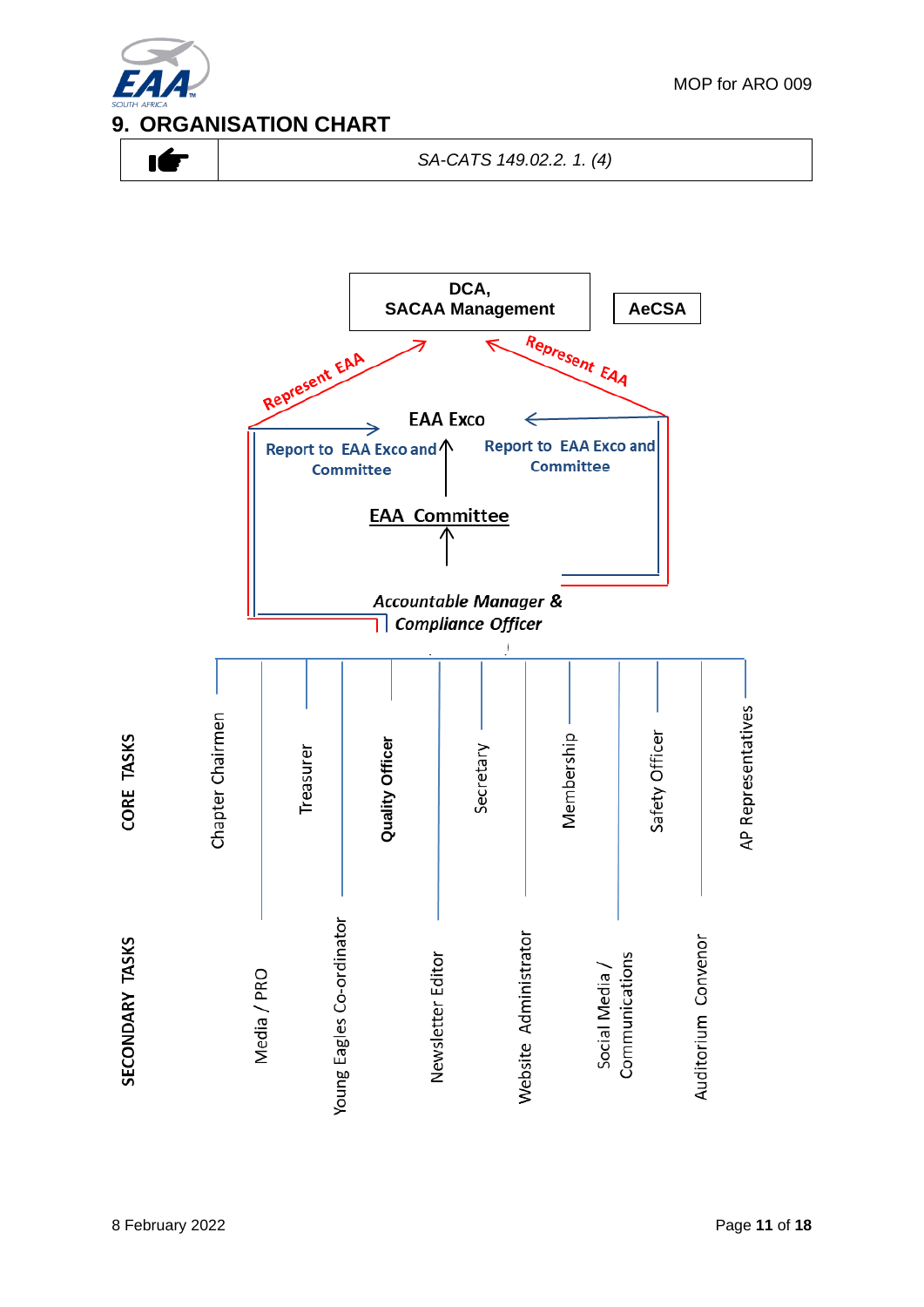## 9. ORGANISATION CHART

| ☛ | *SA-CATS 149.02.2. 1. (4)* |
|---|---|

**DCA, SACAA Management**

**AeCSA**

Represent EAA

Represent EAA

**EAA Exco**

Report to EAA Exco and Committee

Report to EAA Exco and Committee

**EAA Committee**

***Accountable Manager & Compliance Officer***

**CORE TASKS**

- Chapter Chairmen
- Treasurer
- **Quality Officer**
- Secretary
- Membership
- Safety Officer
- AP Representatives

**SECONDARY TASKS**

- Media / PRO
- Young Eagles Co-ordinator
- Newsletter Editor
- Website Administrator
- Social Media / Communications
- Auditorium Convenor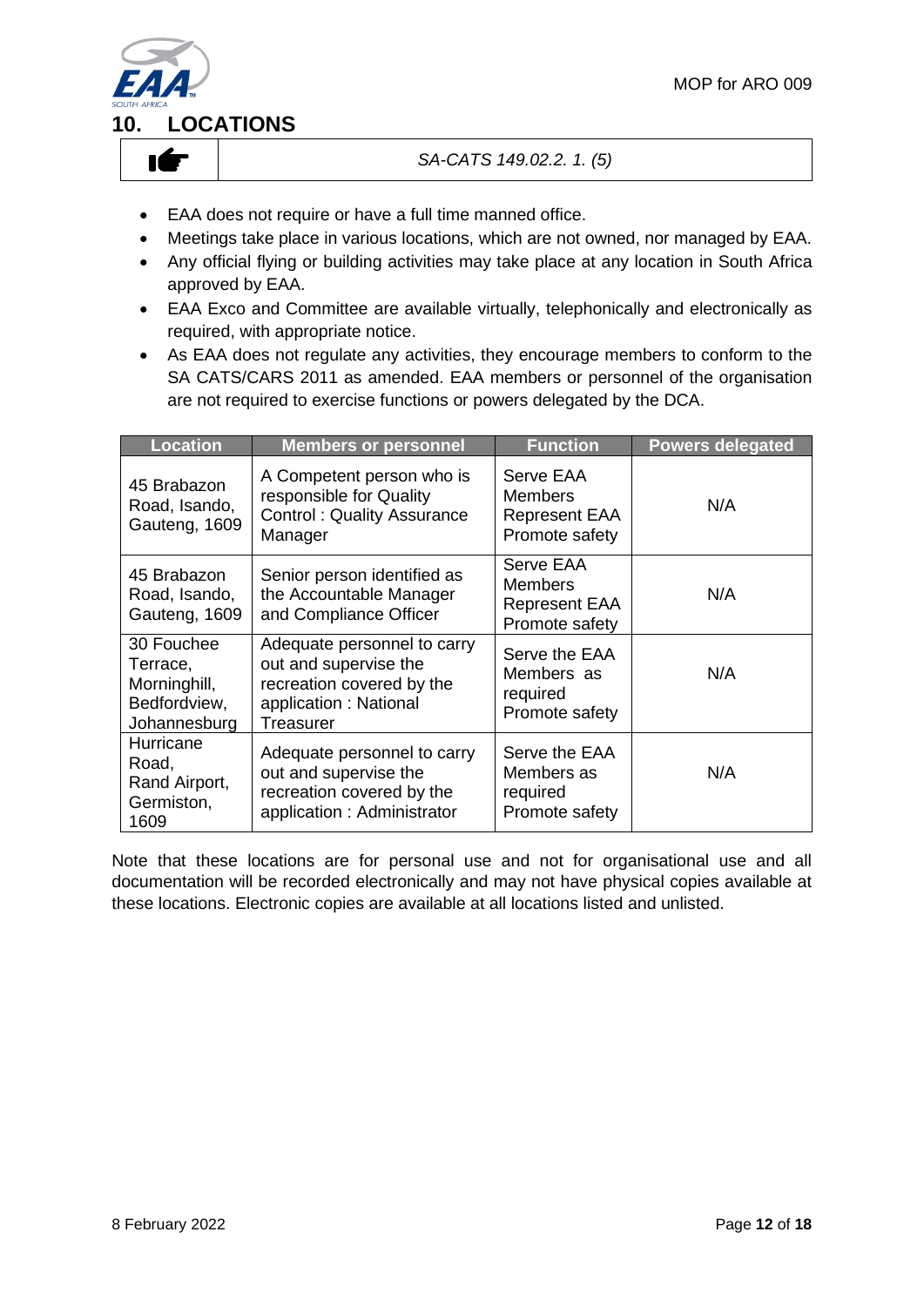## 10. LOCATIONS

| | |
|---|---|
| ☛ | *SA-CATS 149.02.2. 1. (5)* |

- EAA does not require or have a full time manned office.
- Meetings take place in various locations, which are not owned, nor managed by EAA.
- Any official flying or building activities may take place at any location in South Africa approved by EAA.
- EAA Exco and Committee are available virtually, telephonically and electronically as required, with appropriate notice.
- As EAA does not regulate any activities, they encourage members to conform to the SA CATS/CARS 2011 as amended. EAA members or personnel of the organisation are not required to exercise functions or powers delegated by the DCA.

| Location | Members or personnel | Function | Powers delegated |
|---|---|---|---|
| 45 Brabazon Road, Isando, Gauteng, 1609 | A Competent person who is responsible for Quality Control : Quality Assurance Manager | Serve EAA Members Represent EAA Promote safety | N/A |
| 45 Brabazon Road, Isando, Gauteng, 1609 | Senior person identified as the Accountable Manager and Compliance Officer | Serve EAA Members Represent EAA Promote safety | N/A |
| 30 Fouchee Terrace, Morninghill, Bedfordview, Johannesburg | Adequate personnel to carry out and supervise the recreation covered by the application : National Treasurer | Serve the EAA Members as required Promote safety | N/A |
| Hurricane Road, Rand Airport, Germiston, 1609 | Adequate personnel to carry out and supervise the recreation covered by the application : Administrator | Serve the EAA Members as required Promote safety | N/A |

Note that these locations are for personal use and not for organisational use and all documentation will be recorded electronically and may not have physical copies available at these locations. Electronic copies are available at all locations listed and unlisted.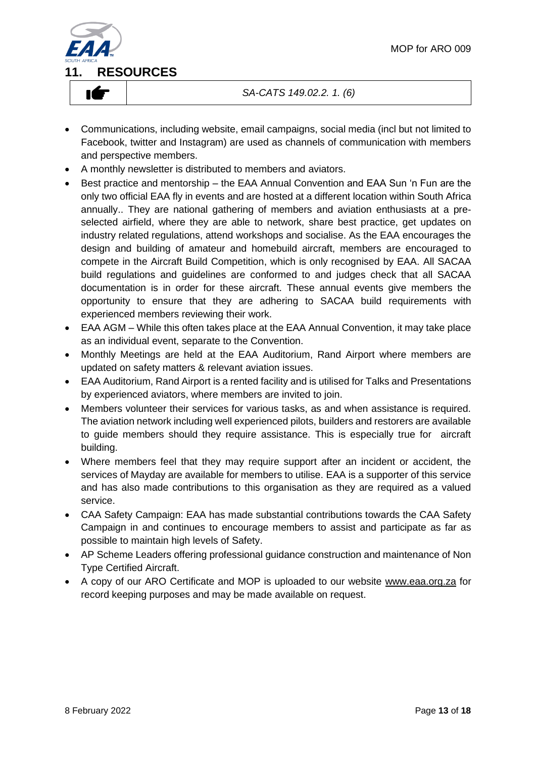## 11. RESOURCES

| ☛ | *SA-CATS 149.02.2. 1. (6)* |
|---|---|

- Communications, including website, email campaigns, social media (incl but not limited to Facebook, twitter and Instagram) are used as channels of communication with members and perspective members.
- A monthly newsletter is distributed to members and aviators.
- Best practice and mentorship – the EAA Annual Convention and EAA Sun 'n Fun are the only two official EAA fly in events and are hosted at a different location within South Africa annually.. They are national gathering of members and aviation enthusiasts at a pre-selected airfield, where they are able to network, share best practice, get updates on industry related regulations, attend workshops and socialise. As the EAA encourages the design and building of amateur and homebuild aircraft, members are encouraged to compete in the Aircraft Build Competition, which is only recognised by EAA. All SACAA build regulations and guidelines are conformed to and judges check that all SACAA documentation is in order for these aircraft. These annual events give members the opportunity to ensure that they are adhering to SACAA build requirements with experienced members reviewing their work.
- EAA AGM – While this often takes place at the EAA Annual Convention, it may take place as an individual event, separate to the Convention.
- Monthly Meetings are held at the EAA Auditorium, Rand Airport where members are updated on safety matters & relevant aviation issues.
- EAA Auditorium, Rand Airport is a rented facility and is utilised for Talks and Presentations by experienced aviators, where members are invited to join.
- Members volunteer their services for various tasks, as and when assistance is required. The aviation network including well experienced pilots, builders and restorers are available to guide members should they require assistance. This is especially true for aircraft building.
- Where members feel that they may require support after an incident or accident, the services of Mayday are available for members to utilise. EAA is a supporter of this service and has also made contributions to this organisation as they are required as a valued service.
- CAA Safety Campaign: EAA has made substantial contributions towards the CAA Safety Campaign in and continues to encourage members to assist and participate as far as possible to maintain high levels of Safety.
- AP Scheme Leaders offering professional guidance construction and maintenance of Non Type Certified Aircraft.
- A copy of our ARO Certificate and MOP is uploaded to our website www.eaa.org.za for record keeping purposes and may be made available on request.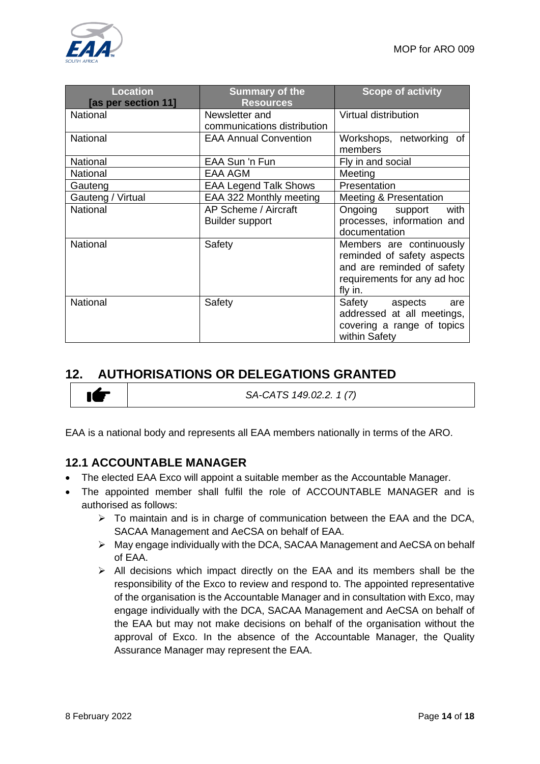| Location [as per section 11] | Summary of the Resources | Scope of activity |
| --- | --- | --- |
| National | Newsletter and communications distribution | Virtual distribution |
| National | EAA Annual Convention | Workshops, networking of members |
| National | EAA Sun 'n Fun | Fly in and social |
| National | EAA AGM | Meeting |
| Gauteng | EAA Legend Talk Shows | Presentation |
| Gauteng / Virtual | EAA 322 Monthly meeting | Meeting & Presentation |
| National | AP Scheme / Aircraft Builder support | Ongoing support with processes, information and documentation |
| National | Safety | Members are continuously reminded of safety aspects and are reminded of safety requirements for any ad hoc fly in. |
| National | Safety | Safety aspects are addressed at all meetings, covering a range of topics within Safety |

## 12. AUTHORISATIONS OR DELEGATIONS GRANTED

| ☛ | *SA-CATS 149.02.2. 1 (7)* |
| --- | --- |

EAA is a national body and represents all EAA members nationally in terms of the ARO.

### 12.1 ACCOUNTABLE MANAGER

- The elected EAA Exco will appoint a suitable member as the Accountable Manager.
- The appointed member shall fulfil the role of ACCOUNTABLE MANAGER and is authorised as follows:
  - To maintain and is in charge of communication between the EAA and the DCA, SACAA Management and AeCSA on behalf of EAA.
  - May engage individually with the DCA, SACAA Management and AeCSA on behalf of EAA.
  - All decisions which impact directly on the EAA and its members shall be the responsibility of the Exco to review and respond to. The appointed representative of the organisation is the Accountable Manager and in consultation with Exco, may engage individually with the DCA, SACAA Management and AeCSA on behalf of the EAA but may not make decisions on behalf of the organisation without the approval of Exco. In the absence of the Accountable Manager, the Quality Assurance Manager may represent the EAA.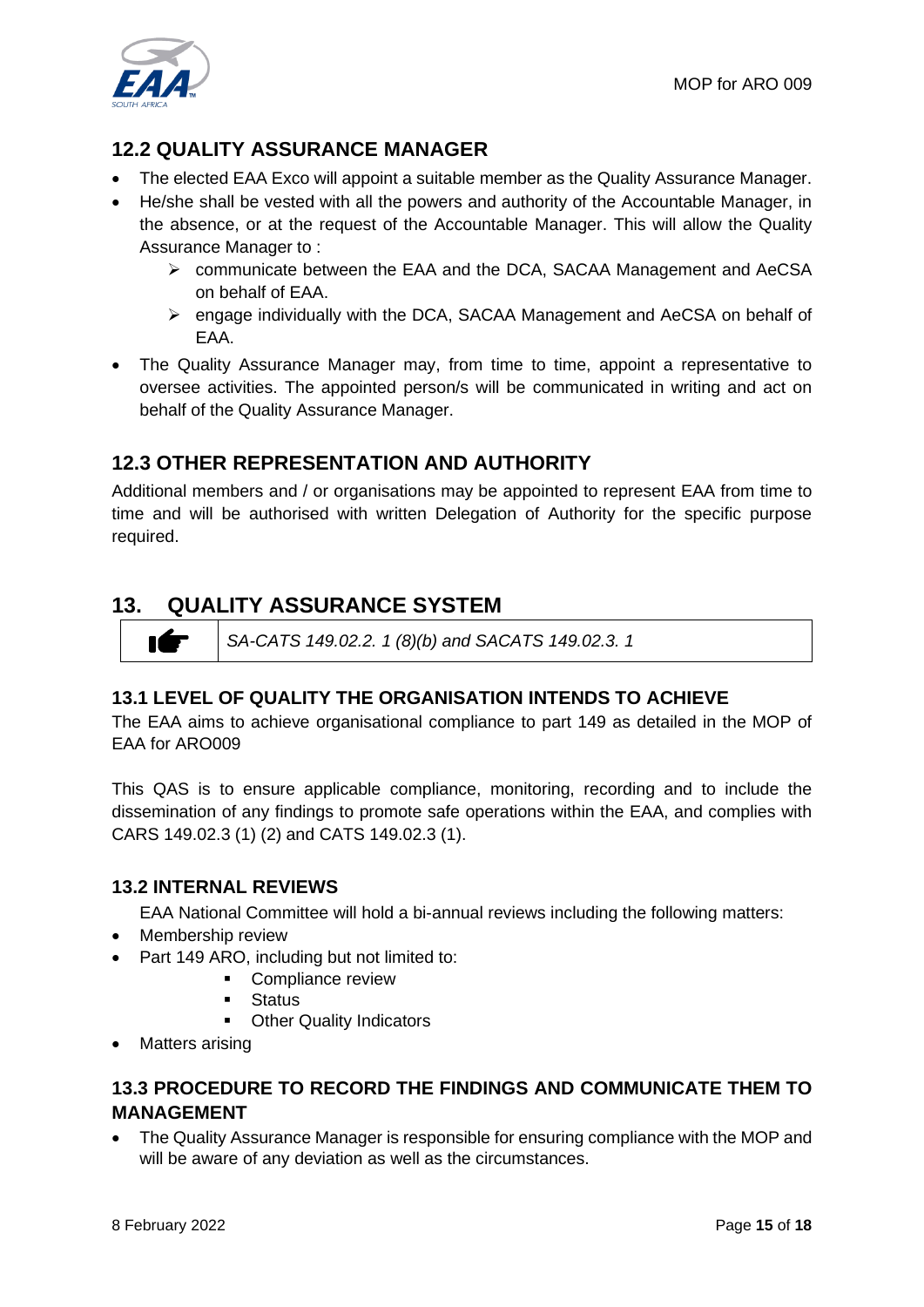## 12.2 QUALITY ASSURANCE MANAGER

- The elected EAA Exco will appoint a suitable member as the Quality Assurance Manager.
- He/she shall be vested with all the powers and authority of the Accountable Manager, in the absence, or at the request of the Accountable Manager. This will allow the Quality Assurance Manager to :
    - communicate between the EAA and the DCA, SACAA Management and AeCSA on behalf of EAA.
    - engage individually with the DCA, SACAA Management and AeCSA on behalf of EAA.
- The Quality Assurance Manager may, from time to time, appoint a representative to oversee activities. The appointed person/s will be communicated in writing and act on behalf of the Quality Assurance Manager.

## 12.3 OTHER REPRESENTATION AND AUTHORITY

Additional members and / or organisations may be appointed to represent EAA from time to time and will be authorised with written Delegation of Authority for the specific purpose required.

## 13. QUALITY ASSURANCE SYSTEM

| ☛ | *SA-CATS 149.02.2. 1 (8)(b) and SACATS 149.02.3. 1* |
|---|---|

### 13.1 LEVEL OF QUALITY THE ORGANISATION INTENDS TO ACHIEVE

The EAA aims to achieve organisational compliance to part 149 as detailed in the MOP of EAA for ARO009

This QAS is to ensure applicable compliance, monitoring, recording and to include the dissemination of any findings to promote safe operations within the EAA, and complies with CARS 149.02.3 (1) (2) and CATS 149.02.3 (1).

### 13.2 INTERNAL REVIEWS

EAA National Committee will hold a bi-annual reviews including the following matters:

- Membership review
- Part 149 ARO, including but not limited to:
    - Compliance review
    - Status
    - Other Quality Indicators
- Matters arising

### 13.3 PROCEDURE TO RECORD THE FINDINGS AND COMMUNICATE THEM TO MANAGEMENT

- The Quality Assurance Manager is responsible for ensuring compliance with the MOP and will be aware of any deviation as well as the circumstances.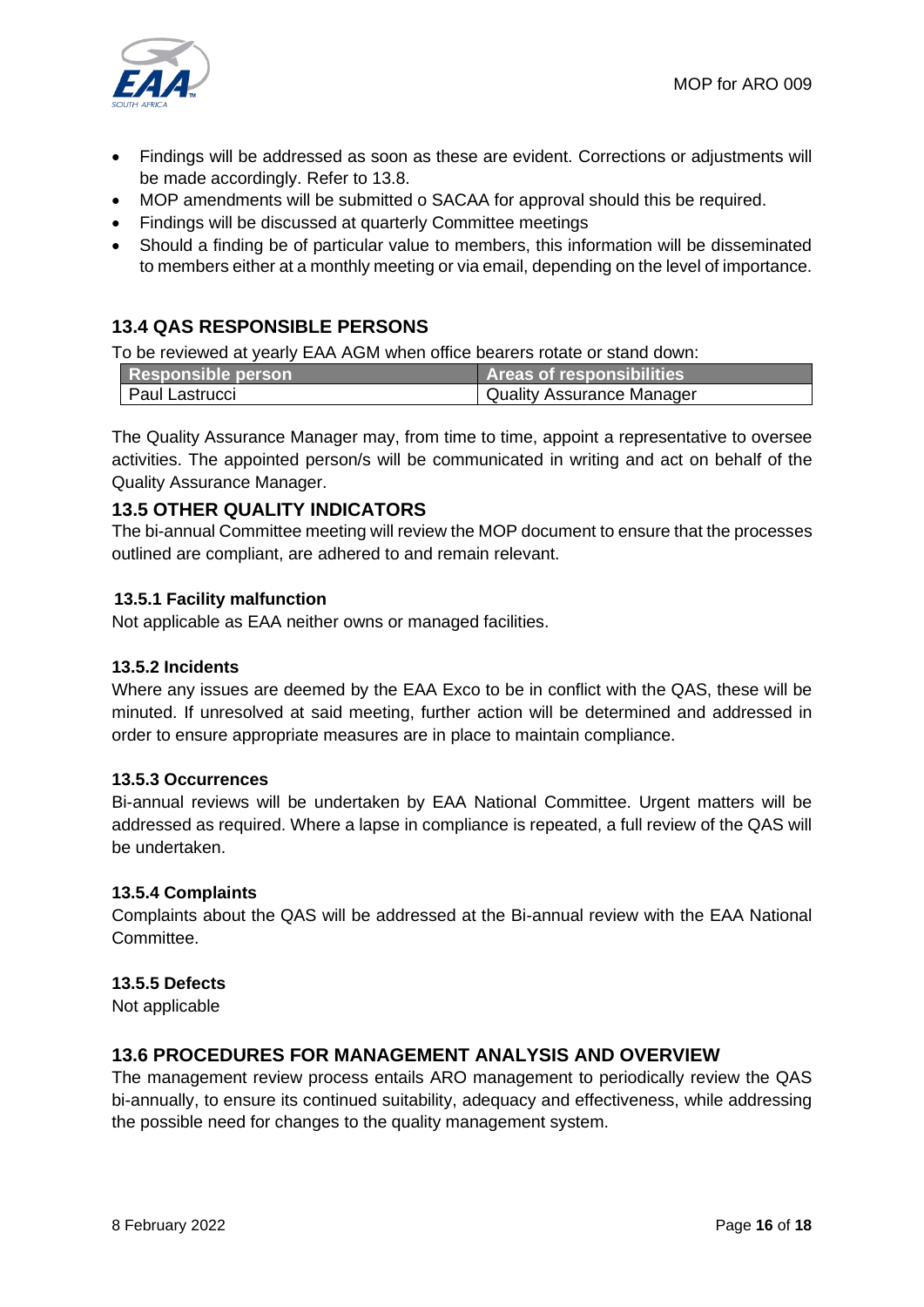- Findings will be addressed as soon as these are evident. Corrections or adjustments will be made accordingly. Refer to 13.8.
- MOP amendments will be submitted o SACAA for approval should this be required.
- Findings will be discussed at quarterly Committee meetings
- Should a finding be of particular value to members, this information will be disseminated to members either at a monthly meeting or via email, depending on the level of importance.

## 13.4 QAS RESPONSIBLE PERSONS

To be reviewed at yearly EAA AGM when office bearers rotate or stand down:

| Responsible person | Areas of responsibilities |
|---|---|
| Paul Lastrucci | Quality Assurance Manager |

The Quality Assurance Manager may, from time to time, appoint a representative to oversee activities. The appointed person/s will be communicated in writing and act on behalf of the Quality Assurance Manager.

## 13.5 OTHER QUALITY INDICATORS

The bi-annual Committee meeting will review the MOP document to ensure that the processes outlined are compliant, are adhered to and remain relevant.

### 13.5.1 Facility malfunction

Not applicable as EAA neither owns or managed facilities.

### 13.5.2 Incidents

Where any issues are deemed by the EAA Exco to be in conflict with the QAS, these will be minuted. If unresolved at said meeting, further action will be determined and addressed in order to ensure appropriate measures are in place to maintain compliance.

### 13.5.3 Occurrences

Bi-annual reviews will be undertaken by EAA National Committee. Urgent matters will be addressed as required. Where a lapse in compliance is repeated, a full review of the QAS will be undertaken.

### 13.5.4 Complaints

Complaints about the QAS will be addressed at the Bi-annual review with the EAA National Committee.

### 13.5.5 Defects

Not applicable

## 13.6 PROCEDURES FOR MANAGEMENT ANALYSIS AND OVERVIEW

The management review process entails ARO management to periodically review the QAS bi-annually, to ensure its continued suitability, adequacy and effectiveness, while addressing the possible need for changes to the quality management system.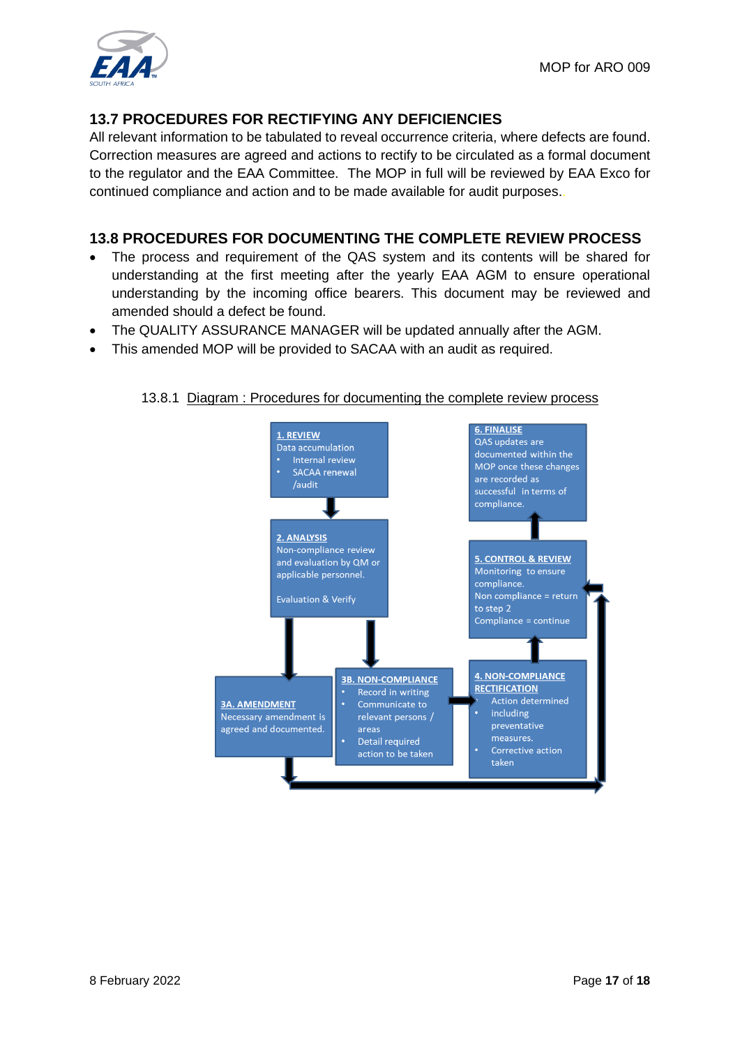## 13.7 PROCEDURES FOR RECTIFYING ANY DEFICIENCIES

All relevant information to be tabulated to reveal occurrence criteria, where defects are found. Correction measures are agreed and actions to rectify to be circulated as a formal document to the regulator and the EAA Committee. The MOP in full will be reviewed by EAA Exco for continued compliance and action and to be made available for audit purposes.

## 13.8 PROCEDURES FOR DOCUMENTING THE COMPLETE REVIEW PROCESS

- The process and requirement of the QAS system and its contents will be shared for understanding at the first meeting after the yearly EAA AGM to ensure operational understanding by the incoming office bearers. This document may be reviewed and amended should a defect be found.
- The QUALITY ASSURANCE MANAGER will be updated annually after the AGM.
- This amended MOP will be provided to SACAA with an audit as required.

13.8.1 Diagram : Procedures for documenting the complete review process

**1. REVIEW**
Data accumulation
- Internal review
- SACAA renewal /audit

**2. ANALYSIS**
Non-compliance review and evaluation by QM or applicable personnel.

Evaluation & Verify

**3A. AMENDMENT**
Necessary amendment is agreed and documented.

**3B. NON-COMPLIANCE**
- Record in writing
- Communicate to relevant persons / areas
- Detail required action to be taken

**4. NON-COMPLIANCE RECTIFICATION**
- Action determined including preventative measures.
- Corrective action taken

**5. CONTROL & REVIEW**
Monitoring to ensure compliance.
Non compliance = return to step 2
Compliance = continue

**6. FINALISE**
QAS updates are documented within the MOP once these changes are recorded as successful in terms of compliance.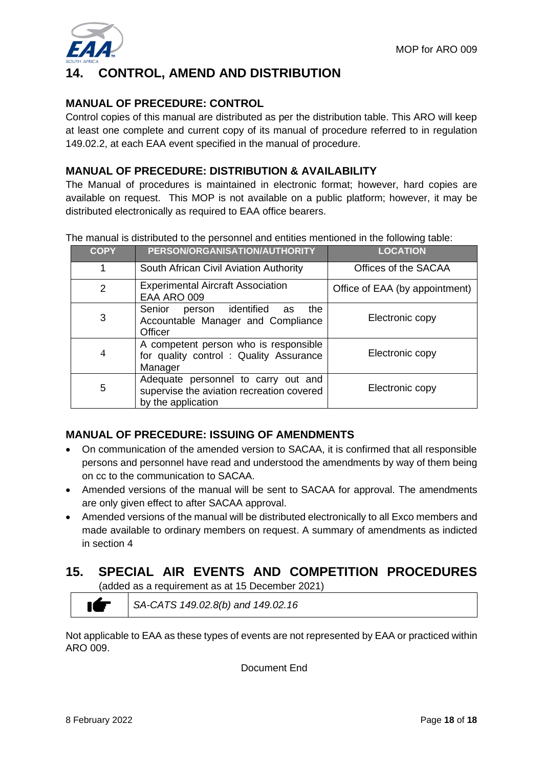## 14. CONTROL, AMEND AND DISTRIBUTION

### MANUAL OF PRECEDURE: CONTROL

Control copies of this manual are distributed as per the distribution table. This ARO will keep at least one complete and current copy of its manual of procedure referred to in regulation 149.02.2, at each EAA event specified in the manual of procedure.

### MANUAL OF PRECEDURE: DISTRIBUTION & AVAILABILITY

The Manual of procedures is maintained in electronic format; however, hard copies are available on request. This MOP is not available on a public platform; however, it may be distributed electronically as required to EAA office bearers.

The manual is distributed to the personnel and entities mentioned in the following table:

| COPY | PERSON/ORGANISATION/AUTHORITY | LOCATION |
|---|---|---|
| 1 | South African Civil Aviation Authority | Offices of the SACAA |
| 2 | Experimental Aircraft Association EAA ARO 009 | Office of EAA (by appointment) |
| 3 | Senior person identified as the Accountable Manager and Compliance Officer | Electronic copy |
| 4 | A competent person who is responsible for quality control : Quality Assurance Manager | Electronic copy |
| 5 | Adequate personnel to carry out and supervise the aviation recreation covered by the application | Electronic copy |

### MANUAL OF PRECEDURE: ISSUING OF AMENDMENTS

- On communication of the amended version to SACAA, it is confirmed that all responsible persons and personnel have read and understood the amendments by way of them being on cc to the communication to SACAA.
- Amended versions of the manual will be sent to SACAA for approval. The amendments are only given effect to after SACAA approval.
- Amended versions of the manual will be distributed electronically to all Exco members and made available to ordinary members on request. A summary of amendments as indicted in section 4

## 15. SPECIAL AIR EVENTS AND COMPETITION PROCEDURES

(added as a requirement as at 15 December 2021)

| | |
|---|---|
| ☛ | *SA-CATS 149.02.8(b) and 149.02.16* |

Not applicable to EAA as these types of events are not represented by EAA or practiced within ARO 009.

Document End